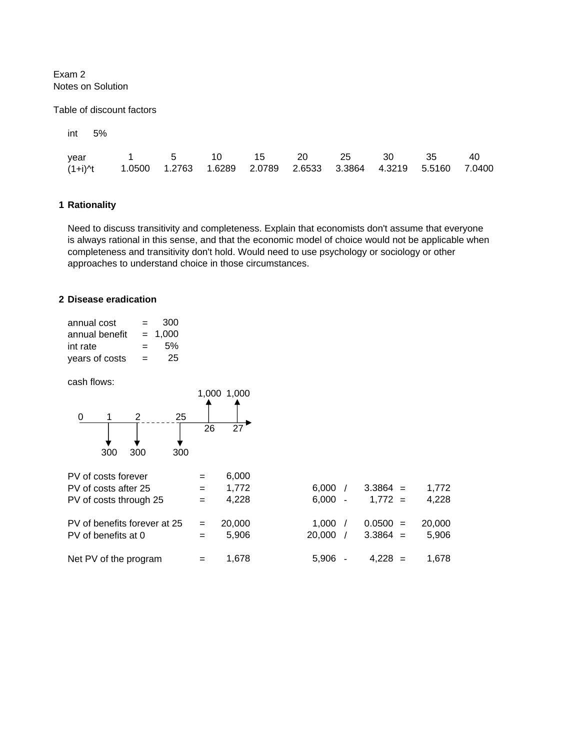Exam 2
Notes on Solution

Table of discount factors

int 5%

| year | 1 | 5 | 10 | 15 | 20 | 25 | 30 | 35 | 40 |
|---|---|---|---|---|---|---|---|---|---|
| (1+i)^t | 1.0500 | 1.2763 | 1.6289 | 2.0789 | 2.6533 | 3.3864 | 4.3219 | 5.5160 | 7.0400 |

## 1 Rationality

Need to discuss transitivity and completeness. Explain that economists don't assume that everyone is always rational in this sense, and that the economic model of choice would not be applicable when completeness and transitivity don't hold. Would need to use psychology or sociology or other approaches to understand choice in those circumstances.

## 2 Disease eradication

| | | |
|---|---|---|
| annual cost | = | 300 |
| annual benefit | = | 1,000 |
| int rate | = | 5% |
| years of costs | = | 25 |

cash flows:

0 1 2 ... 25 26 27

Costs of 300 at years 1, 2, ..., 25; benefits of 1,000 at years 26, 27, ...

| | | | | | | | |
|---|---|---|---|---|---|---|---|
| PV of costs forever | = | 6,000 | | | | | |
| PV of costs after 25 | = | 1,772 | 6,000 | / | 3.3864 | = | 1,772 |
| PV of costs through 25 | = | 4,228 | 6,000 | - | 1,772 | = | 4,228 |
| | | | | | | | |
| PV of benefits forever at 25 | = | 20,000 | 1,000 | / | 0.0500 | = | 20,000 |
| PV of benefits at 0 | = | 5,906 | 20,000 | / | 3.3864 | = | 5,906 |
| | | | | | | | |
| Net PV of the program | = | 1,678 | 5,906 | - | 4,228 | = | 1,678 |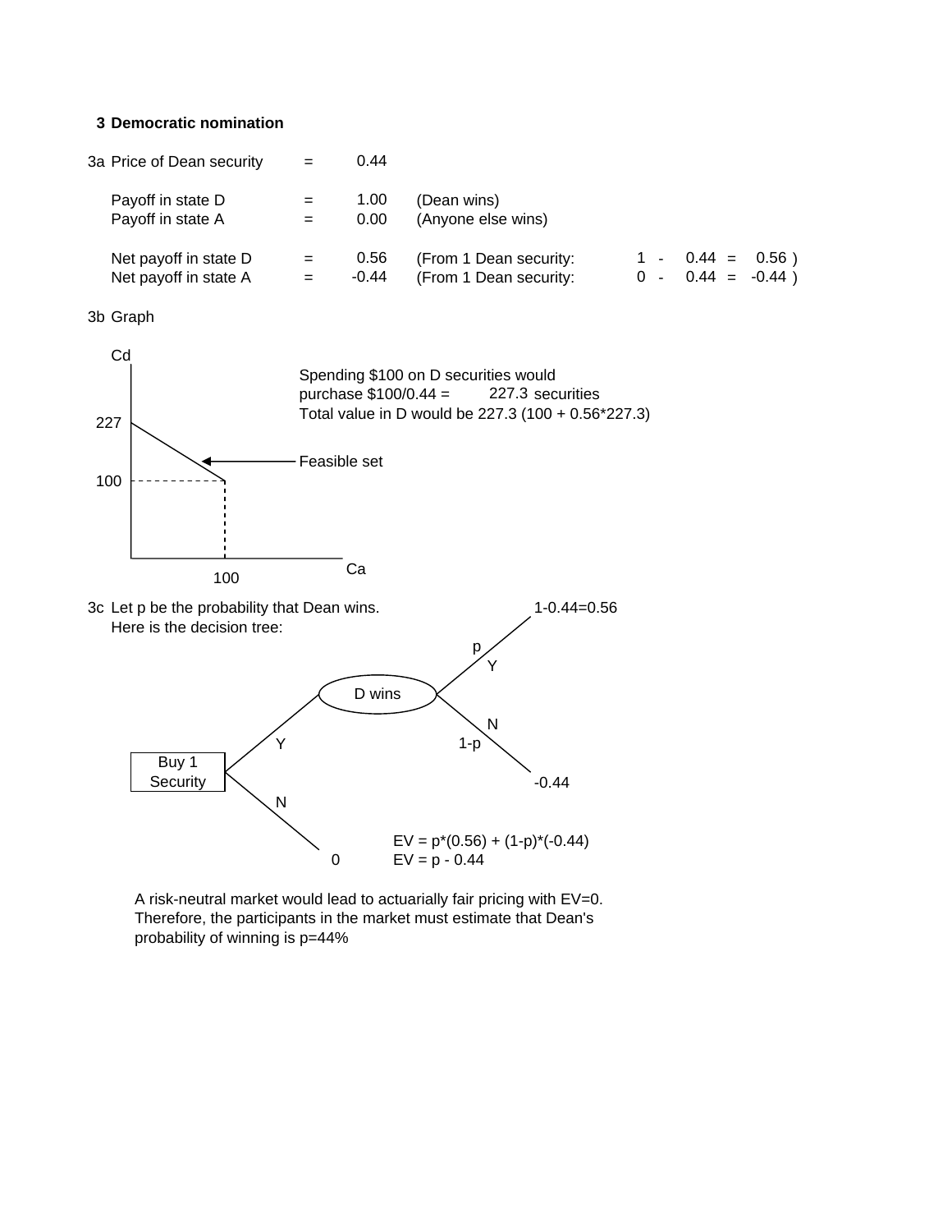## 3 Democratic nomination

3a Price of Dean security = 0.44

| | | | | |
|---|---|---|---|---|
| Payoff in state D | = | 1.00 | (Dean wins) | |
| Payoff in state A | = | 0.00 | (Anyone else wins) | |
| Net payoff in state D | = | 0.56 | (From 1 Dean security: | 1 - 0.44 = 0.56 ) |
| Net payoff in state A | = | -0.44 | (From 1 Dean security: | 0 - 0.44 = -0.44 ) |

3b Graph

Cd

227

100

100

Ca

Feasible set

Spending $100 on D securities would purchase $100/0.44 = 227.3 securities

Total value in D would be 227.3 (100 + 0.56*227.3)

3c Let p be the probability that Dean wins.
Here is the decision tree:

Buy 1 Security

Y → D wins: p, Y → 1-0.44=0.56; 1-p, N → -0.44

N → 0

$EV = p*(0.56) + (1-p)*(-0.44)$

$EV = p - 0.44$

A risk-neutral market would lead to actuarially fair pricing with EV=0. Therefore, the participants in the market must estimate that Dean's probability of winning is p=44%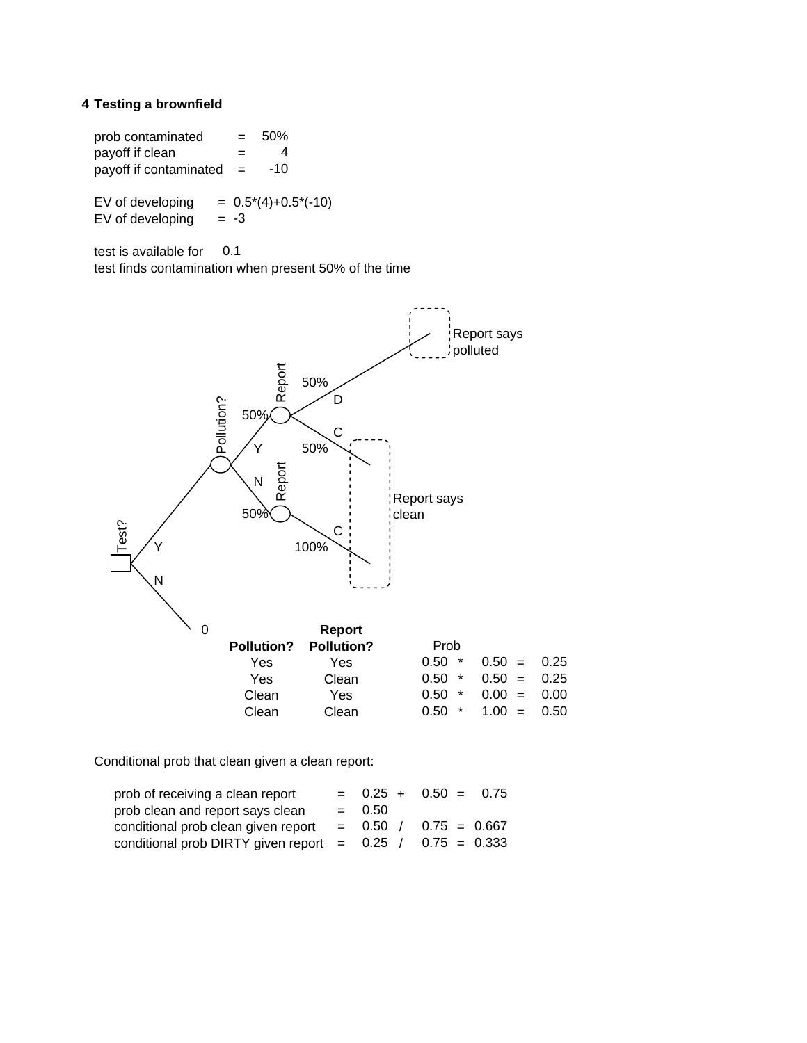## 4 Testing a brownfield

prob contaminated = 50%
payoff if clean = 4
payoff if contaminated = -10

EV of developing = 0.5*(4)+0.5*(-10)
EV of developing = -3

test is available for 0.1
test finds contamination when present 50% of the time

Test? — Y / N (N: 0)

Pollution? — Y 50% / N 50%

Report (Y branch) — D 50% (Report says polluted) / C 50%

Report (N branch) — C 100%

Report says clean

| Pollution? | Report Pollution? | Prob | | | | |
|---|---|---|---|---|---|---|
| Yes | Yes | 0.50 | * | 0.50 | = | 0.25 |
| Yes | Clean | 0.50 | * | 0.50 | = | 0.25 |
| Clean | Yes | 0.50 | * | 0.00 | = | 0.00 |
| Clean | Clean | 0.50 | * | 1.00 | = | 0.50 |

Conditional prob that clean given a clean report:

| | | | | | | |
|---|---|---|---|---|---|---|
| prob of receiving a clean report | = | 0.25 | + | 0.50 | = | 0.75 |
| prob clean and report says clean | = | 0.50 | | | | |
| conditional prob clean given report | = | 0.50 | / | 0.75 | = | 0.667 |
| conditional prob DIRTY given report | = | 0.25 | / | 0.75 | = | 0.333 |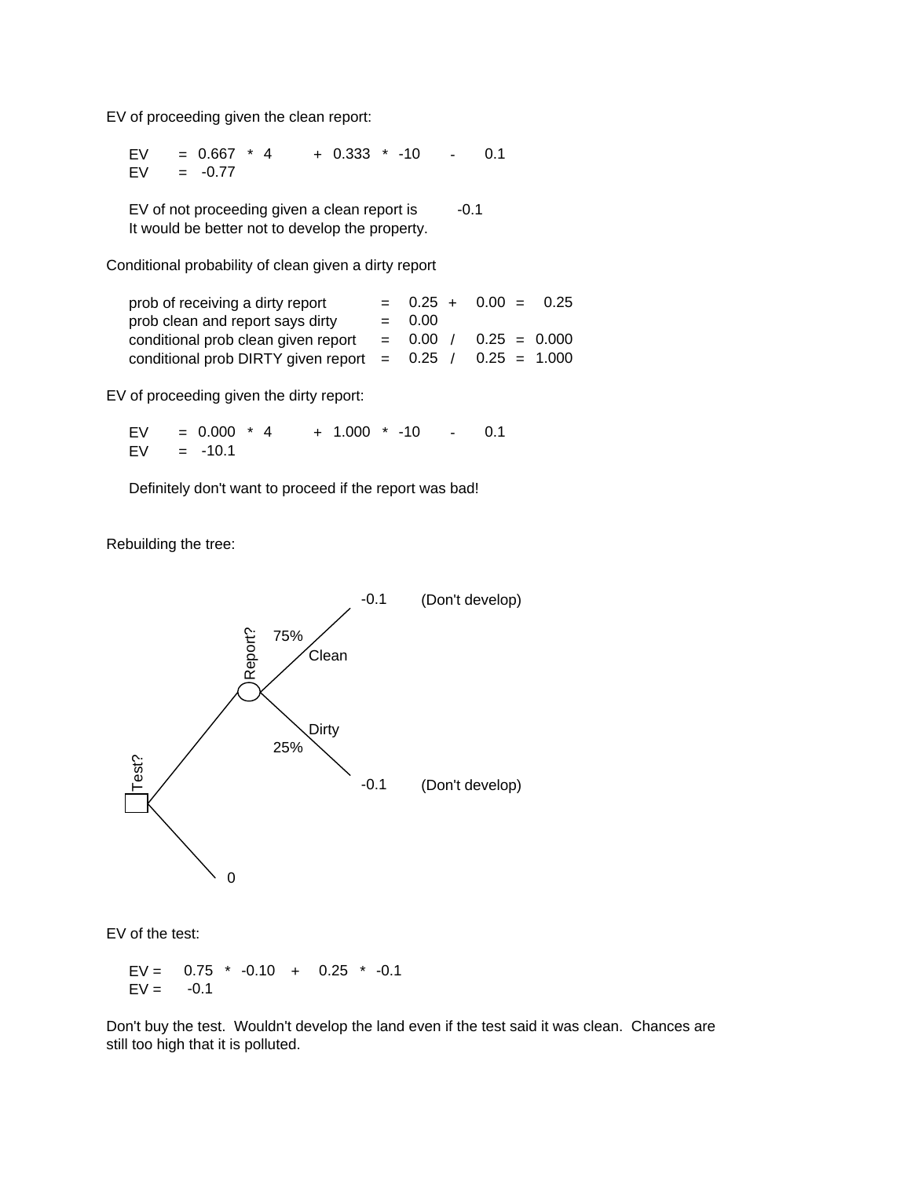EV of proceeding given the clean report:

EV = 0.667 * 4 + 0.333 * -10 - 0.1
EV = -0.77

EV of not proceeding given a clean report is -0.1
It would be better not to develop the property.

Conditional probability of clean given a dirty report

| | | | | | | |
|---|---|---|---|---|---|---|
| prob of receiving a dirty report | = | 0.25 | + | 0.00 | = | 0.25 |
| prob clean and report says dirty | = | 0.00 | | | | |
| conditional prob clean given report | = | 0.00 | / | 0.25 | = | 0.000 |
| conditional prob DIRTY given report | = | 0.25 | / | 0.25 | = | 1.000 |

EV of proceeding given the dirty report:

EV = 0.000 * 4 + 1.000 * -10 - 0.1
EV = -10.1

Definitely don't want to proceed if the report was bad!

Rebuilding the tree:

Test? → Report? (75% Clean → -0.1 (Don't develop); 25% Dirty → -0.1 (Don't develop)); No test → 0

EV of the test:

EV = 0.75 * -0.10 + 0.25 * -0.1
EV = -0.1

Don't buy the test. Wouldn't develop the land even if the test said it was clean. Chances are still too high that it is polluted.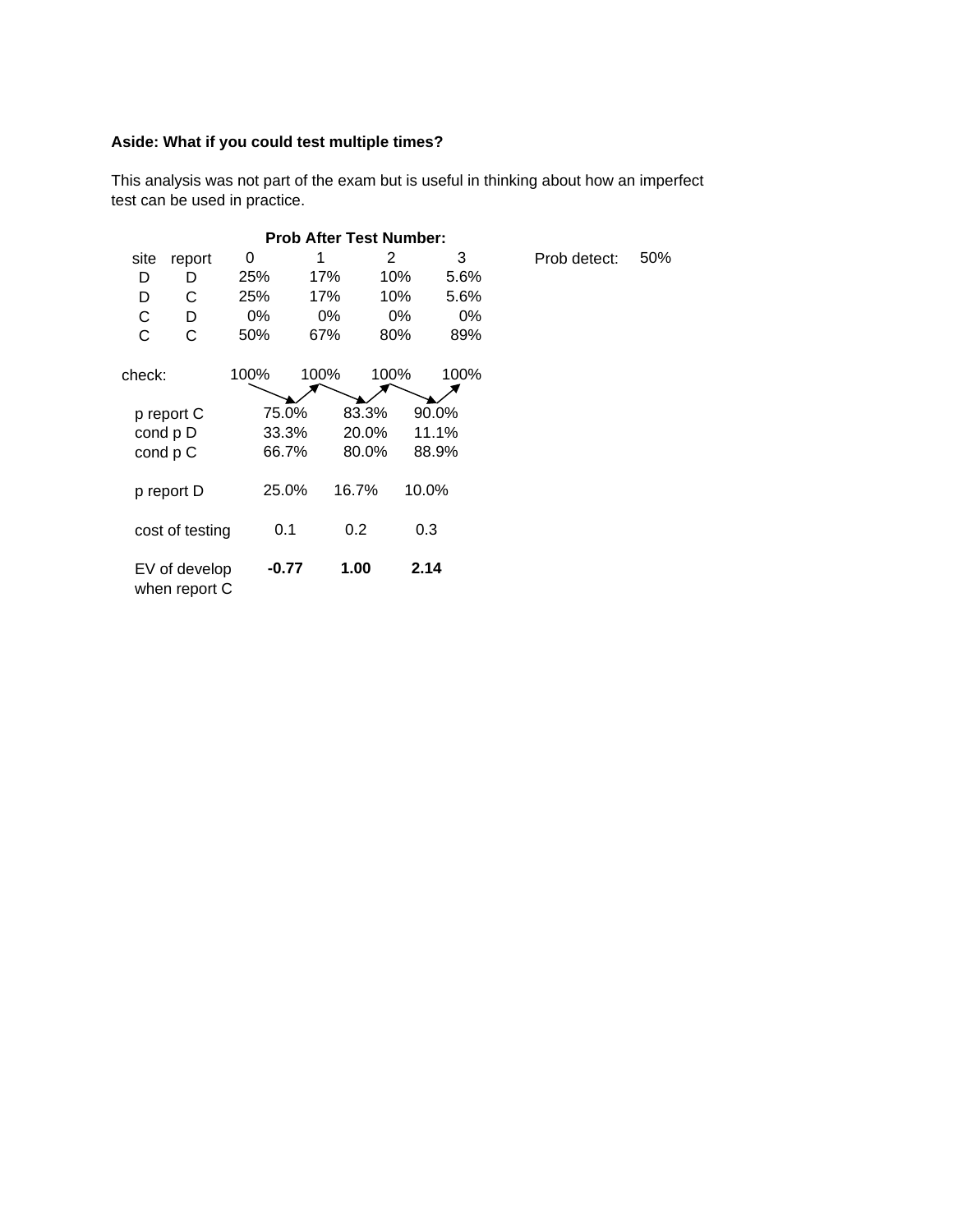**Aside: What if you could test multiple times?**

This analysis was not part of the exam but is useful in thinking about how an imperfect test can be used in practice.

| site | report | Prob After Test Number: 0 | 1 | 2 | 3 |
|---|---|---|---|---|---|
| D | D | 25% | 17% | 10% | 5.6% |
| D | C | 25% | 17% | 10% | 5.6% |
| C | D | 0% | 0% | 0% | 0% |
| C | C | 50% | 67% | 80% | 89% |
| check: | | 100% | 100% | 100% | 100% |

Prob detect: 50%

| | | | |
|---|---|---|---|
| p report C | 75.0% | 83.3% | 90.0% |
| cond p D | 33.3% | 20.0% | 11.1% |
| cond p C | 66.7% | 80.0% | 88.9% |
| p report D | 25.0% | 16.7% | 10.0% |
| cost of testing | 0.1 | 0.2 | 0.3 |
| EV of develop when report C | **-0.77** | **1.00** | **2.14** |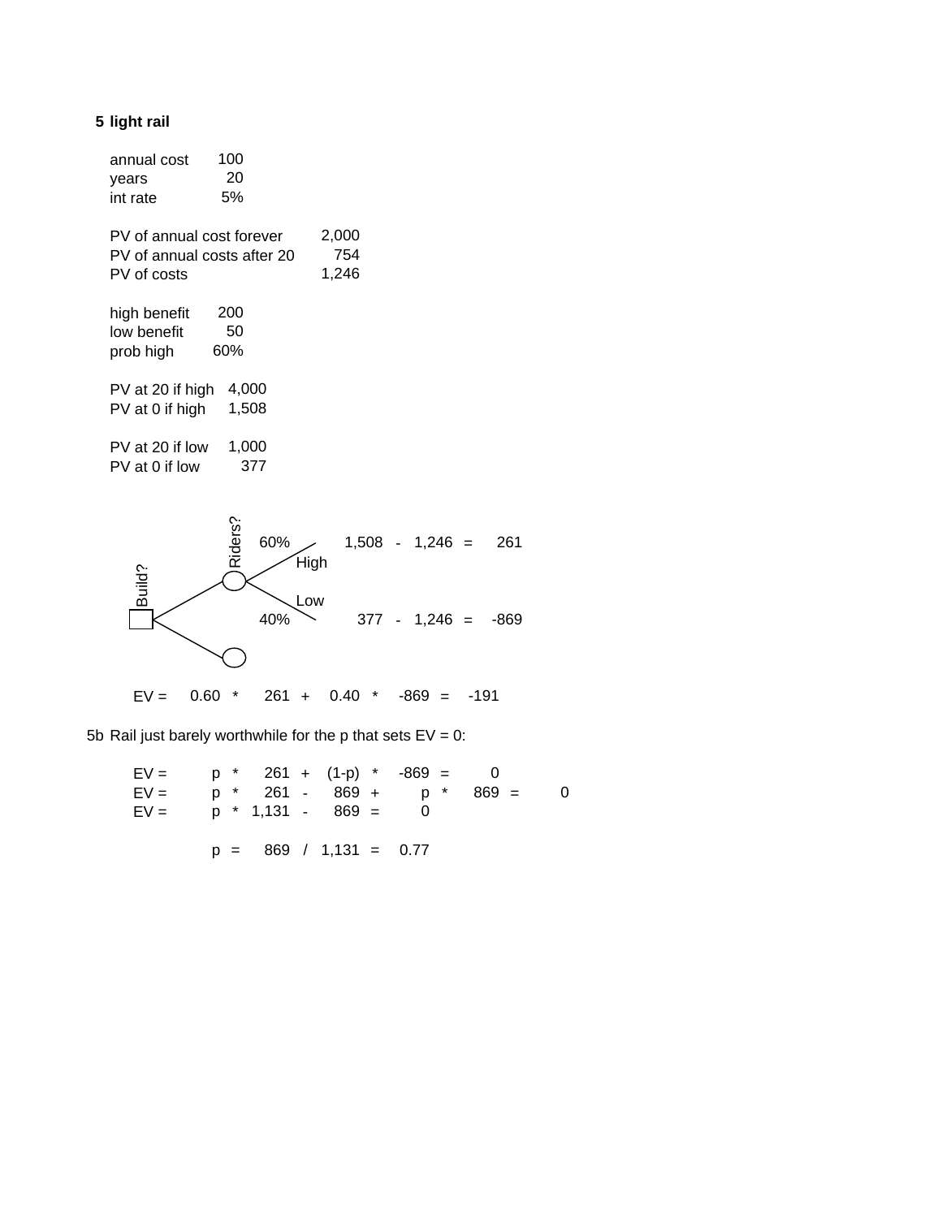**5 light rail**

| | |
|---|---|
| annual cost | 100 |
| years | 20 |
| int rate | 5% |

| | |
|---|---|
| PV of annual cost forever | 2,000 |
| PV of annual costs after 20 | 754 |
| PV of costs | 1,246 |

| | |
|---|---|
| high benefit | 200 |
| low benefit | 50 |
| prob high | 60% |

| | |
|---|---|
| PV at 20 if high | 4,000 |
| PV at 0 if high | 1,508 |

| | |
|---|---|
| PV at 20 if low | 1,000 |
| PV at 0 if low | 377 |

Build?

Riders?

60% High    1,508 - 1,246 = 261

40% Low    377 - 1,246 = -869

EV = 0.60 * 261 + 0.40 * -869 = -191

5b Rail just barely worthwhile for the p that sets EV = 0:

EV = p * 261 + (1-p) * -869 = 0

EV = p * 261 - 869 + p * 869 = 0

EV = p * 1,131 - 869 = 0

p = 869 / 1,131 = 0.77